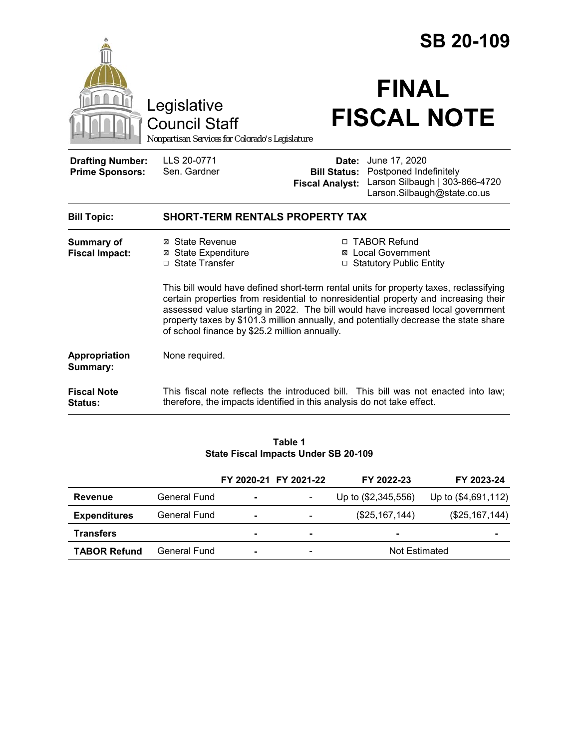# SB 20-109

Legislative Council Staff

*Nonpartisan Services for Colorado's Legislature*

# FINAL FISCAL NOTE

| | | | |
|---|---|---|---|
| **Drafting Number:** | LLS 20-0771 | **Date:** | June 17, 2020 |
| **Prime Sponsors:** | Sen. Gardner | **Bill Status:** | Postponed Indefinitely |
| | | **Fiscal Analyst:** | Larson Silbaugh \| 303-866-4720<br>Larson.Silbaugh@state.co.us |

**Bill Topic:** **SHORT-TERM RENTALS PROPERTY TAX**

**Summary of Fiscal Impact:**

- ☒ State Revenue
- ☒ State Expenditure
- ☐ State Transfer
- ☐ TABOR Refund
- ☒ Local Government
- ☐ Statutory Public Entity

This bill would have defined short-term rental units for property taxes, reclassifying certain properties from residential to nonresidential property and increasing their assessed value starting in 2022. The bill would have increased local government property taxes by $101.3 million annually, and potentially decrease the state share of school finance by $25.2 million annually.

**Appropriation Summary:** None required.

**Fiscal Note Status:** This fiscal note reflects the introduced bill. This bill was not enacted into law; therefore, the impacts identified in this analysis do not take effect.

**Table 1**
**State Fiscal Impacts Under SB 20-109**

| | | FY 2020-21 | FY 2021-22 | FY 2022-23 | FY 2023-24 |
|---|---|---|---|---|---|
| **Revenue** | General Fund | - | - | Up to ($2,345,556) | Up to ($4,691,112) |
| **Expenditures** | General Fund | - | - | ($25,167,144) | ($25,167,144) |
| **Transfers** | | - | - | - | - |
| **TABOR Refund** | General Fund | - | - | Not Estimated | |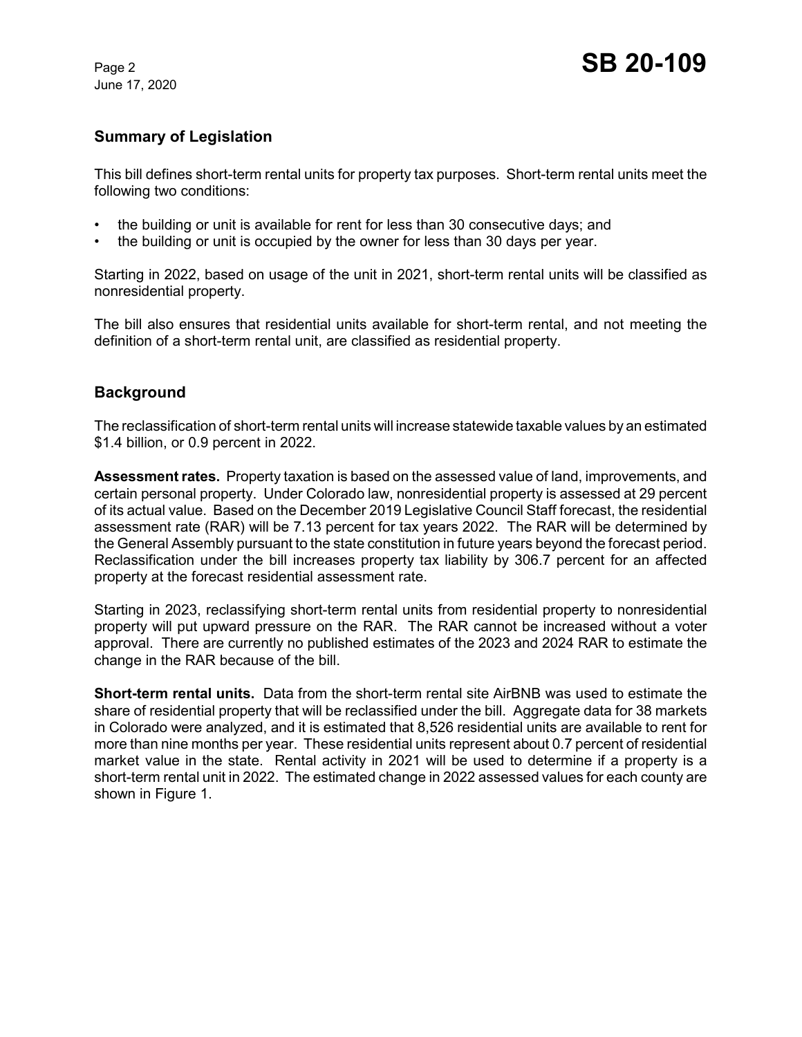## Summary of Legislation

This bill defines short-term rental units for property tax purposes. Short-term rental units meet the following two conditions:

- the building or unit is available for rent for less than 30 consecutive days; and
- the building or unit is occupied by the owner for less than 30 days per year.

Starting in 2022, based on usage of the unit in 2021, short-term rental units will be classified as nonresidential property.

The bill also ensures that residential units available for short-term rental, and not meeting the definition of a short-term rental unit, are classified as residential property.

## Background

The reclassification of short-term rental units will increase statewide taxable values by an estimated $1.4 billion, or 0.9 percent in 2022.

**Assessment rates.** Property taxation is based on the assessed value of land, improvements, and certain personal property. Under Colorado law, nonresidential property is assessed at 29 percent of its actual value. Based on the December 2019 Legislative Council Staff forecast, the residential assessment rate (RAR) will be 7.13 percent for tax years 2022. The RAR will be determined by the General Assembly pursuant to the state constitution in future years beyond the forecast period. Reclassification under the bill increases property tax liability by 306.7 percent for an affected property at the forecast residential assessment rate.

Starting in 2023, reclassifying short-term rental units from residential property to nonresidential property will put upward pressure on the RAR. The RAR cannot be increased without a voter approval. There are currently no published estimates of the 2023 and 2024 RAR to estimate the change in the RAR because of the bill.

**Short-term rental units.** Data from the short-term rental site AirBNB was used to estimate the share of residential property that will be reclassified under the bill. Aggregate data for 38 markets in Colorado were analyzed, and it is estimated that 8,526 residential units are available to rent for more than nine months per year. These residential units represent about 0.7 percent of residential market value in the state. Rental activity in 2021 will be used to determine if a property is a short-term rental unit in 2022. The estimated change in 2022 assessed values for each county are shown in Figure 1.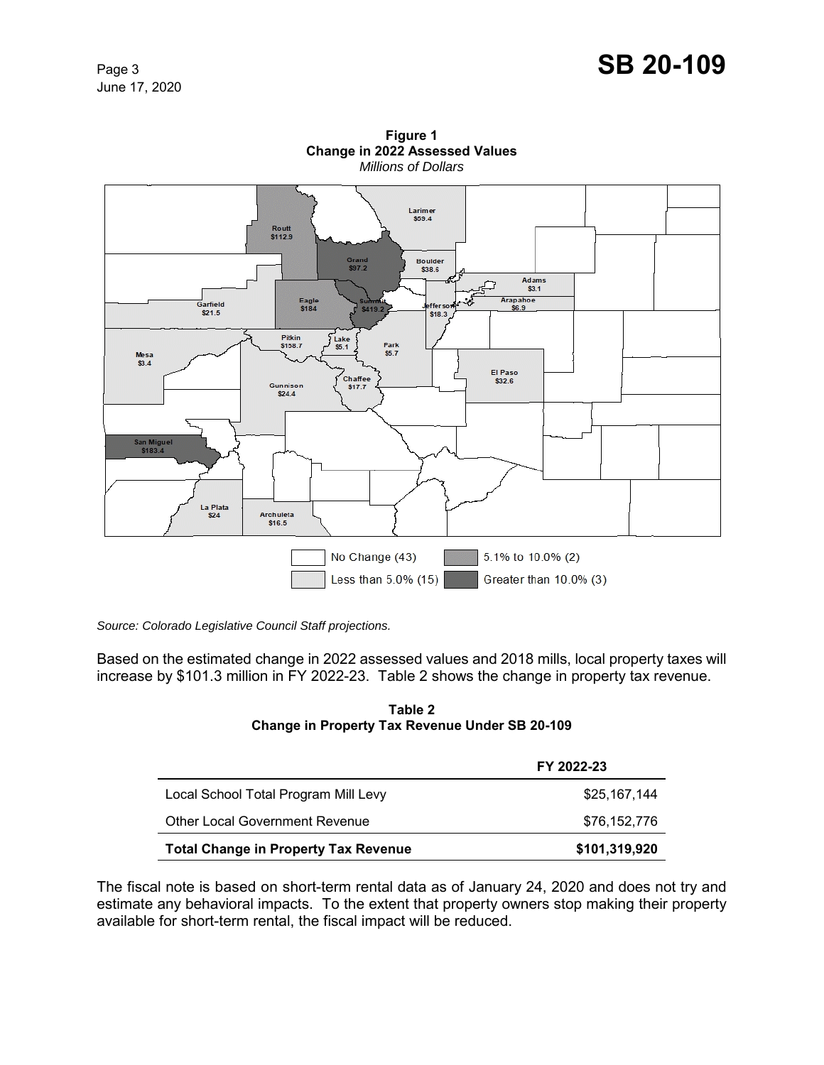**Figure 1**
**Change in 2022 Assessed Values**
*Millions of Dollars*

Routt $112.9
Larimer $59.4
Grand $97.2
Boulder $38.5
Adams $3.1
Arapahoe $6.9
Garfield $21.5
Eagle $184
Summit $419.2
Jefferson $18.3
Pitkin $158.7
Lake $5.1
Park $5.7
Mesa $3.4
Chaffee $17.7
El Paso $32.6
Gunnison $24.4
San Miguel $183.4
La Plata $24
Archuleta $16.5

No Change (43)
Less than 5.0% (15)
5.1% to 10.0% (2)
Greater than 10.0% (3)

*Source: Colorado Legislative Council Staff projections.*

Based on the estimated change in 2022 assessed values and 2018 mills, local property taxes will increase by $101.3 million in FY 2022-23. Table 2 shows the change in property tax revenue.

**Table 2**
**Change in Property Tax Revenue Under SB 20-109**

| | FY 2022-23 |
|---|---|
| Local School Total Program Mill Levy | $25,167,144 |
| Other Local Government Revenue | $76,152,776 |
| **Total Change in Property Tax Revenue** | **$101,319,920** |

The fiscal note is based on short-term rental data as of January 24, 2020 and does not try and estimate any behavioral impacts. To the extent that property owners stop making their property available for short-term rental, the fiscal impact will be reduced.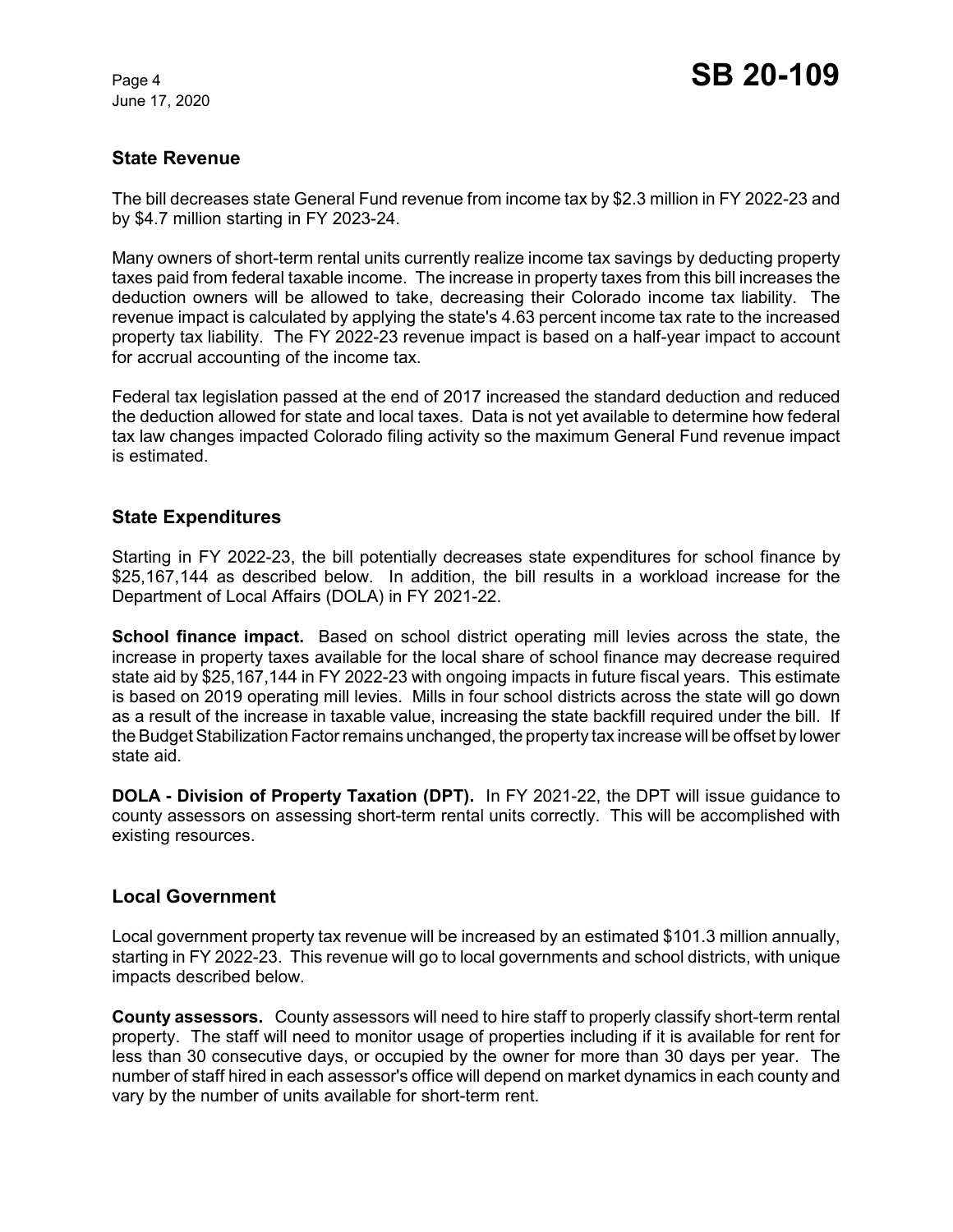## State Revenue

The bill decreases state General Fund revenue from income tax by $2.3 million in FY 2022-23 and by $4.7 million starting in FY 2023-24.

Many owners of short-term rental units currently realize income tax savings by deducting property taxes paid from federal taxable income. The increase in property taxes from this bill increases the deduction owners will be allowed to take, decreasing their Colorado income tax liability. The revenue impact is calculated by applying the state's 4.63 percent income tax rate to the increased property tax liability. The FY 2022-23 revenue impact is based on a half-year impact to account for accrual accounting of the income tax.

Federal tax legislation passed at the end of 2017 increased the standard deduction and reduced the deduction allowed for state and local taxes. Data is not yet available to determine how federal tax law changes impacted Colorado filing activity so the maximum General Fund revenue impact is estimated.

## State Expenditures

Starting in FY 2022-23, the bill potentially decreases state expenditures for school finance by $25,167,144 as described below. In addition, the bill results in a workload increase for the Department of Local Affairs (DOLA) in FY 2021-22.

**School finance impact.** Based on school district operating mill levies across the state, the increase in property taxes available for the local share of school finance may decrease required state aid by $25,167,144 in FY 2022-23 with ongoing impacts in future fiscal years. This estimate is based on 2019 operating mill levies. Mills in four school districts across the state will go down as a result of the increase in taxable value, increasing the state backfill required under the bill. If the Budget Stabilization Factor remains unchanged, the property tax increase will be offset by lower state aid.

**DOLA - Division of Property Taxation (DPT).** In FY 2021-22, the DPT will issue guidance to county assessors on assessing short-term rental units correctly. This will be accomplished with existing resources.

## Local Government

Local government property tax revenue will be increased by an estimated $101.3 million annually, starting in FY 2022-23. This revenue will go to local governments and school districts, with unique impacts described below.

**County assessors.** County assessors will need to hire staff to properly classify short-term rental property. The staff will need to monitor usage of properties including if it is available for rent for less than 30 consecutive days, or occupied by the owner for more than 30 days per year. The number of staff hired in each assessor's office will depend on market dynamics in each county and vary by the number of units available for short-term rent.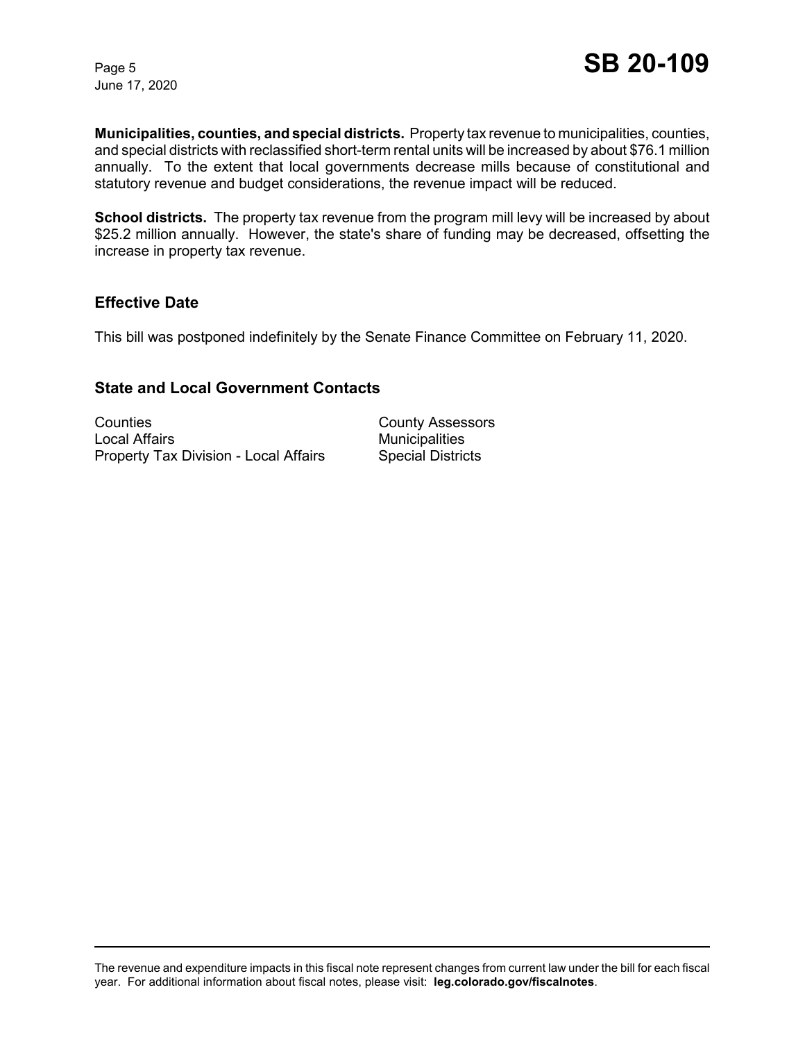**Municipalities, counties, and special districts.** Property tax revenue to municipalities, counties, and special districts with reclassified short-term rental units will be increased by about $76.1 million annually. To the extent that local governments decrease mills because of constitutional and statutory revenue and budget considerations, the revenue impact will be reduced.

**School districts.** The property tax revenue from the program mill levy will be increased by about $25.2 million annually. However, the state's share of funding may be decreased, offsetting the increase in property tax revenue.

## Effective Date

This bill was postponed indefinitely by the Senate Finance Committee on February 11, 2020.

## State and Local Government Contacts

| | |
|---|---|
| Counties | County Assessors |
| Local Affairs | Municipalities |
| Property Tax Division - Local Affairs | Special Districts |

The revenue and expenditure impacts in this fiscal note represent changes from current law under the bill for each fiscal year. For additional information about fiscal notes, please visit: **leg.colorado.gov/fiscalnotes**.